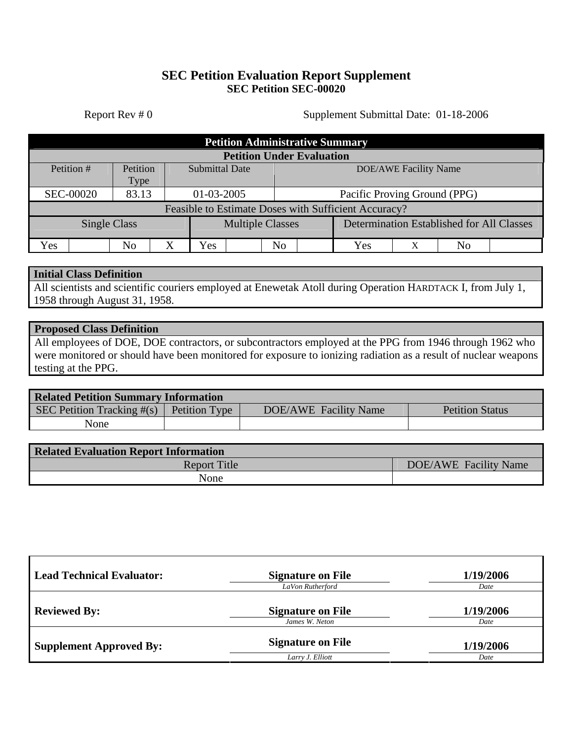# SEC Petition Evaluation Report Supplement

## SEC Petition SEC-00020

Report Rev # 0 Supplement Submittal Date: 01-18-2006

| Petition Administrative Summary | | | | | | | | | | | |
|---|---|---|---|---|---|---|---|---|---|---|---|
| **Petition Under Evaluation** | | | | | | | | | | | |
| Petition # | | Petition Type | | Submittal Date | | | DOE/AWE Facility Name | | | | |
| SEC-00020 | | 83.13 | | 01-03-2005 | | | Pacific Proving Ground (PPG) | | | | |
| **Feasible to Estimate Doses with Sufficient Accuracy?** | | | | | | | | | | | |
| Single Class | | | | Multiple Classes | | | | Determination Established for All Classes | | | |
| Yes | | No | X | Yes | | No | | Yes | X | No | |

| Initial Class Definition |
|---|
| All scientists and scientific couriers employed at Enewetak Atoll during Operation HARDTACK I, from July 1, 1958 through August 31, 1958. |

| Proposed Class Definition |
|---|
| All employees of DOE, DOE contractors, or subcontractors employed at the PPG from 1946 through 1962 who were monitored or should have been monitored for exposure to ionizing radiation as a result of nuclear weapons testing at the PPG. |

| Related Petition Summary Information | | | |
|---|---|---|---|
| SEC Petition Tracking #(s) | Petition Type | DOE/AWE Facility Name | Petition Status |
| None | | | |

| Related Evaluation Report Information | |
|---|---|
| Report Title | DOE/AWE Facility Name |
| None | |

| | | |
|---|---|---|
| **Lead Technical Evaluator:** | **Signature on File** <br> *LaVon Rutherford* | **1/19/2006** <br> *Date* |
| **Reviewed By:** | **Signature on File** <br> *James W. Neton* | **1/19/2006** <br> *Date* |
| **Supplement Approved By:** | **Signature on File** <br> *Larry J. Elliott* | **1/19/2006** <br> *Date* |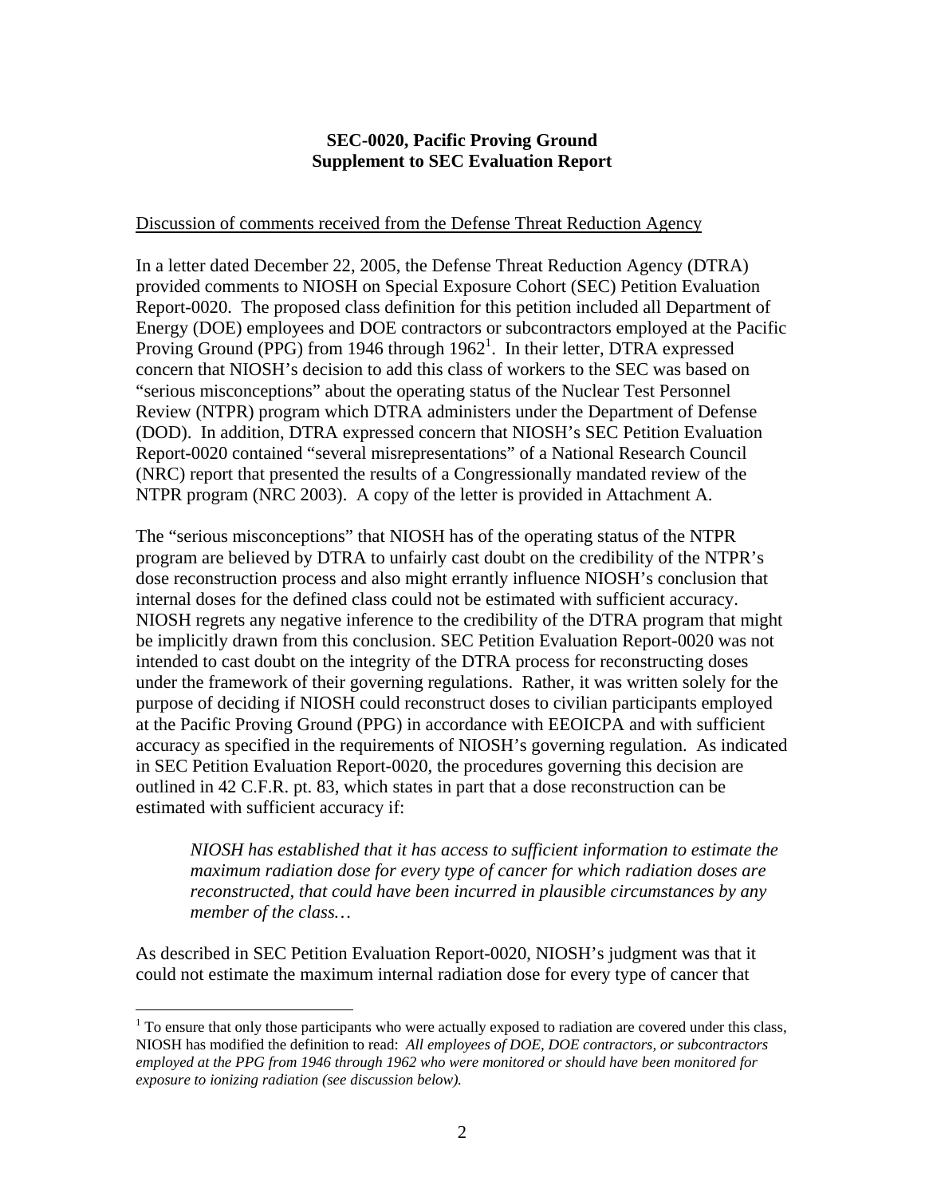**SEC-0020, Pacific Proving Ground**
**Supplement to SEC Evaluation Report**

Discussion of comments received from the Defense Threat Reduction Agency

In a letter dated December 22, 2005, the Defense Threat Reduction Agency (DTRA) provided comments to NIOSH on Special Exposure Cohort (SEC) Petition Evaluation Report-0020. The proposed class definition for this petition included all Department of Energy (DOE) employees and DOE contractors or subcontractors employed at the Pacific Proving Ground (PPG) from 1946 through 1962[1]. In their letter, DTRA expressed concern that NIOSH's decision to add this class of workers to the SEC was based on "serious misconceptions" about the operating status of the Nuclear Test Personnel Review (NTPR) program which DTRA administers under the Department of Defense (DOD). In addition, DTRA expressed concern that NIOSH's SEC Petition Evaluation Report-0020 contained "several misrepresentations" of a National Research Council (NRC) report that presented the results of a Congressionally mandated review of the NTPR program (NRC 2003). A copy of the letter is provided in Attachment A.

The "serious misconceptions" that NIOSH has of the operating status of the NTPR program are believed by DTRA to unfairly cast doubt on the credibility of the NTPR's dose reconstruction process and also might errantly influence NIOSH's conclusion that internal doses for the defined class could not be estimated with sufficient accuracy. NIOSH regrets any negative inference to the credibility of the DTRA program that might be implicitly drawn from this conclusion. SEC Petition Evaluation Report-0020 was not intended to cast doubt on the integrity of the DTRA process for reconstructing doses under the framework of their governing regulations. Rather, it was written solely for the purpose of deciding if NIOSH could reconstruct doses to civilian participants employed at the Pacific Proving Ground (PPG) in accordance with EEOICPA and with sufficient accuracy as specified in the requirements of NIOSH's governing regulation. As indicated in SEC Petition Evaluation Report-0020, the procedures governing this decision are outlined in 42 C.F.R. pt. 83, which states in part that a dose reconstruction can be estimated with sufficient accuracy if:

> *NIOSH has established that it has access to sufficient information to estimate the maximum radiation dose for every type of cancer for which radiation doses are reconstructed, that could have been incurred in plausible circumstances by any member of the class…*

As described in SEC Petition Evaluation Report-0020, NIOSH's judgment was that it could not estimate the maximum internal radiation dose for every type of cancer that

---

[1] To ensure that only those participants who were actually exposed to radiation are covered under this class, NIOSH has modified the definition to read: *All employees of DOE, DOE contractors, or subcontractors employed at the PPG from 1946 through 1962 who were monitored or should have been monitored for exposure to ionizing radiation (see discussion below).*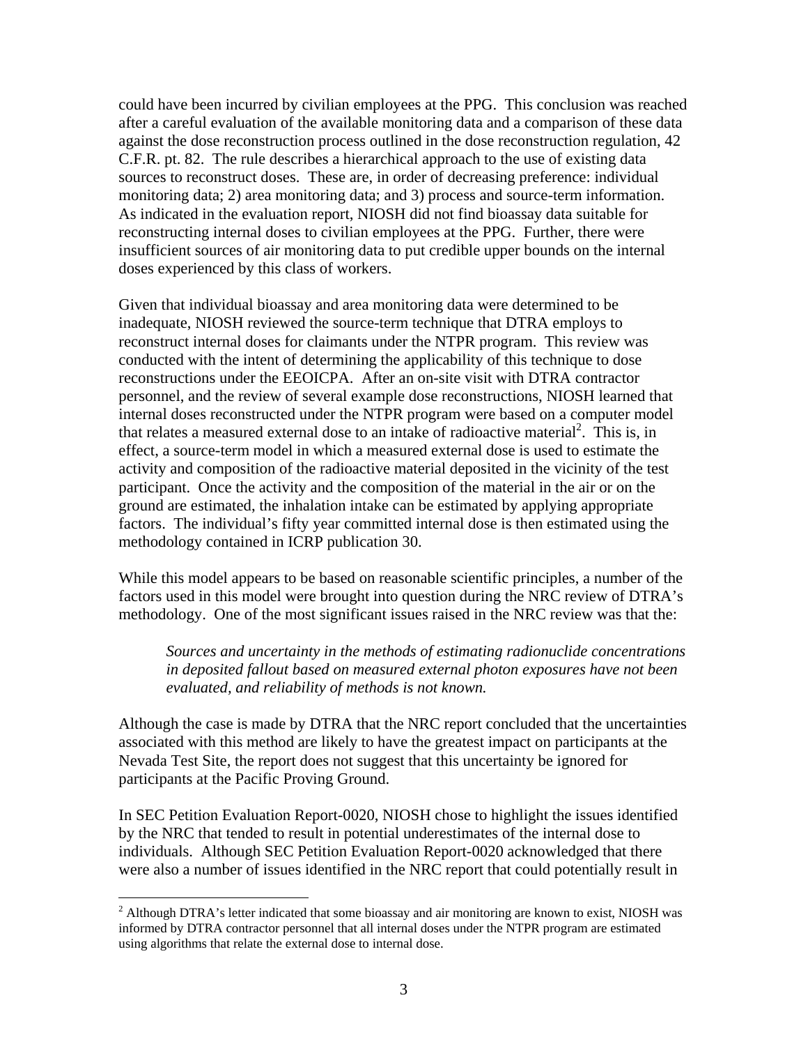could have been incurred by civilian employees at the PPG. This conclusion was reached after a careful evaluation of the available monitoring data and a comparison of these data against the dose reconstruction process outlined in the dose reconstruction regulation, 42 C.F.R. pt. 82. The rule describes a hierarchical approach to the use of existing data sources to reconstruct doses. These are, in order of decreasing preference: individual monitoring data; 2) area monitoring data; and 3) process and source-term information. As indicated in the evaluation report, NIOSH did not find bioassay data suitable for reconstructing internal doses to civilian employees at the PPG. Further, there were insufficient sources of air monitoring data to put credible upper bounds on the internal doses experienced by this class of workers.

Given that individual bioassay and area monitoring data were determined to be inadequate, NIOSH reviewed the source-term technique that DTRA employs to reconstruct internal doses for claimants under the NTPR program. This review was conducted with the intent of determining the applicability of this technique to dose reconstructions under the EEOICPA. After an on-site visit with DTRA contractor personnel, and the review of several example dose reconstructions, NIOSH learned that internal doses reconstructed under the NTPR program were based on a computer model that relates a measured external dose to an intake of radioactive material[2]. This is, in effect, a source-term model in which a measured external dose is used to estimate the activity and composition of the radioactive material deposited in the vicinity of the test participant. Once the activity and the composition of the material in the air or on the ground are estimated, the inhalation intake can be estimated by applying appropriate factors. The individual's fifty year committed internal dose is then estimated using the methodology contained in ICRP publication 30.

While this model appears to be based on reasonable scientific principles, a number of the factors used in this model were brought into question during the NRC review of DTRA's methodology. One of the most significant issues raised in the NRC review was that the:

> *Sources and uncertainty in the methods of estimating radionuclide concentrations in deposited fallout based on measured external photon exposures have not been evaluated, and reliability of methods is not known.*

Although the case is made by DTRA that the NRC report concluded that the uncertainties associated with this method are likely to have the greatest impact on participants at the Nevada Test Site, the report does not suggest that this uncertainty be ignored for participants at the Pacific Proving Ground.

In SEC Petition Evaluation Report-0020, NIOSH chose to highlight the issues identified by the NRC that tended to result in potential underestimates of the internal dose to individuals. Although SEC Petition Evaluation Report-0020 acknowledged that there were also a number of issues identified in the NRC report that could potentially result in

[2] Although DTRA's letter indicated that some bioassay and air monitoring are known to exist, NIOSH was informed by DTRA contractor personnel that all internal doses under the NTPR program are estimated using algorithms that relate the external dose to internal dose.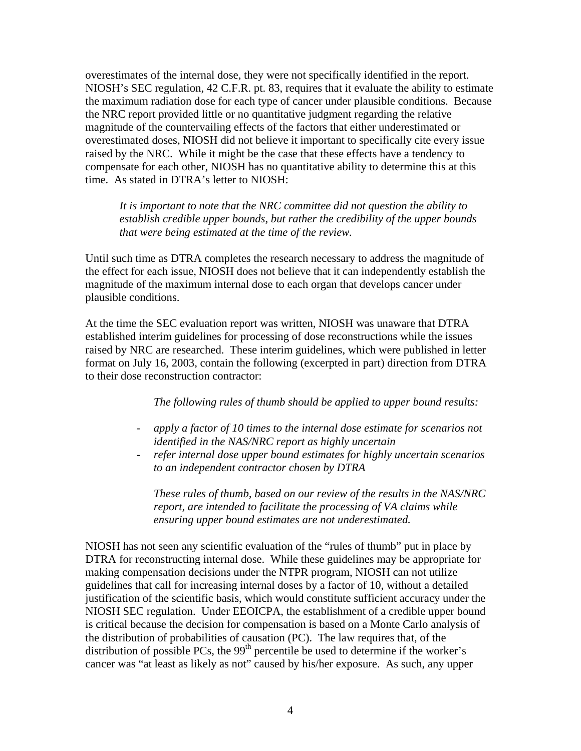overestimates of the internal dose, they were not specifically identified in the report. NIOSH's SEC regulation, 42 C.F.R. pt. 83, requires that it evaluate the ability to estimate the maximum radiation dose for each type of cancer under plausible conditions. Because the NRC report provided little or no quantitative judgment regarding the relative magnitude of the countervailing effects of the factors that either underestimated or overestimated doses, NIOSH did not believe it important to specifically cite every issue raised by the NRC. While it might be the case that these effects have a tendency to compensate for each other, NIOSH has no quantitative ability to determine this at this time. As stated in DTRA's letter to NIOSH:

> *It is important to note that the NRC committee did not question the ability to establish credible upper bounds, but rather the credibility of the upper bounds that were being estimated at the time of the review.*

Until such time as DTRA completes the research necessary to address the magnitude of the effect for each issue, NIOSH does not believe that it can independently establish the magnitude of the maximum internal dose to each organ that develops cancer under plausible conditions.

At the time the SEC evaluation report was written, NIOSH was unaware that DTRA established interim guidelines for processing of dose reconstructions while the issues raised by NRC are researched. These interim guidelines, which were published in letter format on July 16, 2003, contain the following (excerpted in part) direction from DTRA to their dose reconstruction contractor:

> *The following rules of thumb should be applied to upper bound results:*
>
> - *apply a factor of 10 times to the internal dose estimate for scenarios not identified in the NAS/NRC report as highly uncertain*
> - *refer internal dose upper bound estimates for highly uncertain scenarios to an independent contractor chosen by DTRA*
>
> *These rules of thumb, based on our review of the results in the NAS/NRC report, are intended to facilitate the processing of VA claims while ensuring upper bound estimates are not underestimated.*

NIOSH has not seen any scientific evaluation of the "rules of thumb" put in place by DTRA for reconstructing internal dose. While these guidelines may be appropriate for making compensation decisions under the NTPR program, NIOSH can not utilize guidelines that call for increasing internal doses by a factor of 10, without a detailed justification of the scientific basis, which would constitute sufficient accuracy under the NIOSH SEC regulation. Under EEOICPA, the establishment of a credible upper bound is critical because the decision for compensation is based on a Monte Carlo analysis of the distribution of probabilities of causation (PC). The law requires that, of the distribution of possible PCs, the 99$^{th}$ percentile be used to determine if the worker's cancer was "at least as likely as not" caused by his/her exposure. As such, any upper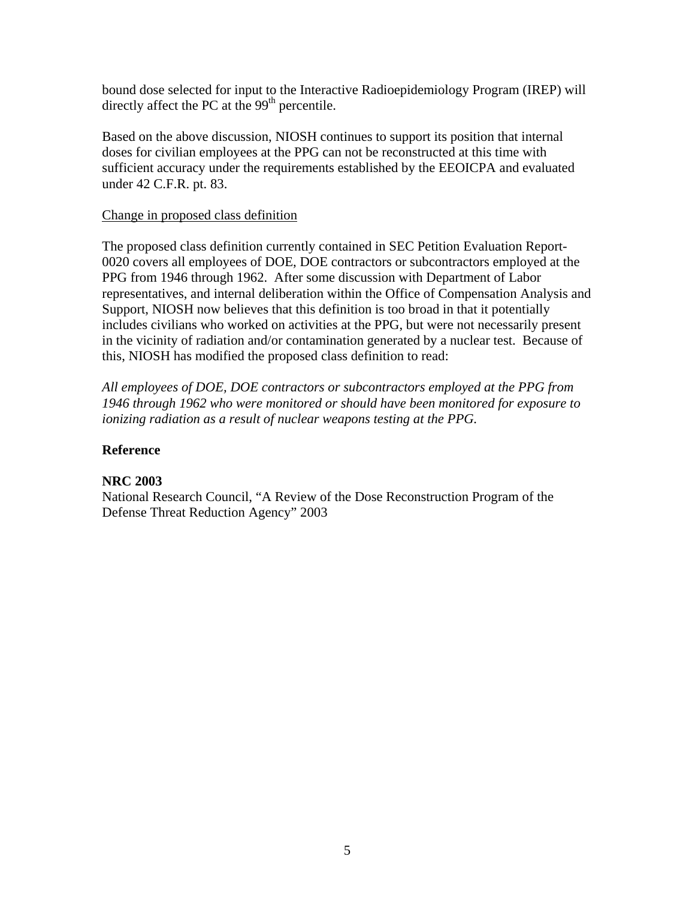bound dose selected for input to the Interactive Radioepidemiology Program (IREP) will directly affect the PC at the 99$^{th}$ percentile.

Based on the above discussion, NIOSH continues to support its position that internal doses for civilian employees at the PPG can not be reconstructed at this time with sufficient accuracy under the requirements established by the EEOICPA and evaluated under 42 C.F.R. pt. 83.

<u>Change in proposed class definition</u>

The proposed class definition currently contained in SEC Petition Evaluation Report-0020 covers all employees of DOE, DOE contractors or subcontractors employed at the PPG from 1946 through 1962. After some discussion with Department of Labor representatives, and internal deliberation within the Office of Compensation Analysis and Support, NIOSH now believes that this definition is too broad in that it potentially includes civilians who worked on activities at the PPG, but were not necessarily present in the vicinity of radiation and/or contamination generated by a nuclear test. Because of this, NIOSH has modified the proposed class definition to read:

*All employees of DOE, DOE contractors or subcontractors employed at the PPG from 1946 through 1962 who were monitored or should have been monitored for exposure to ionizing radiation as a result of nuclear weapons testing at the PPG.*

**Reference**

**NRC 2003**
National Research Council, "A Review of the Dose Reconstruction Program of the Defense Threat Reduction Agency" 2003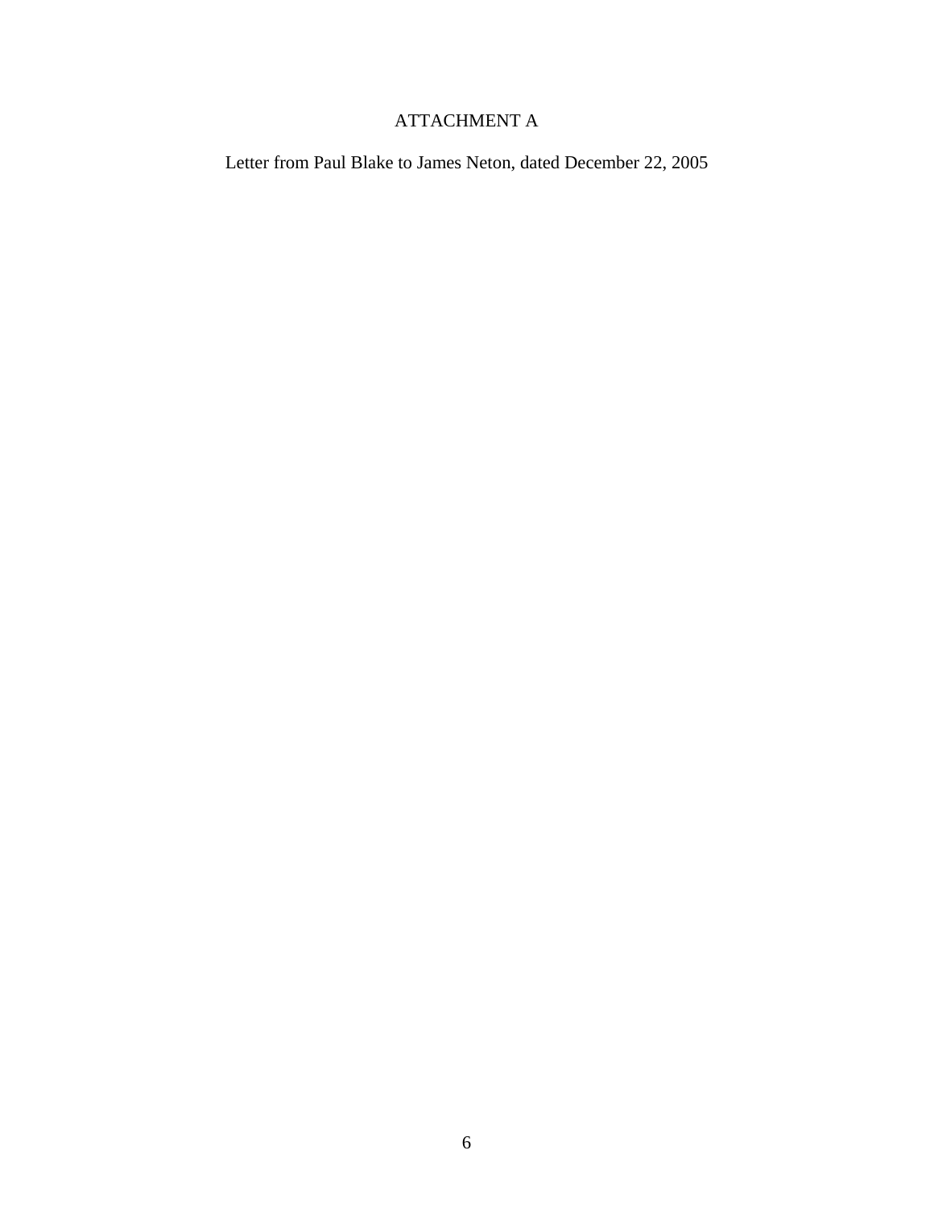# ATTACHMENT A

Letter from Paul Blake to James Neton, dated December 22, 2005